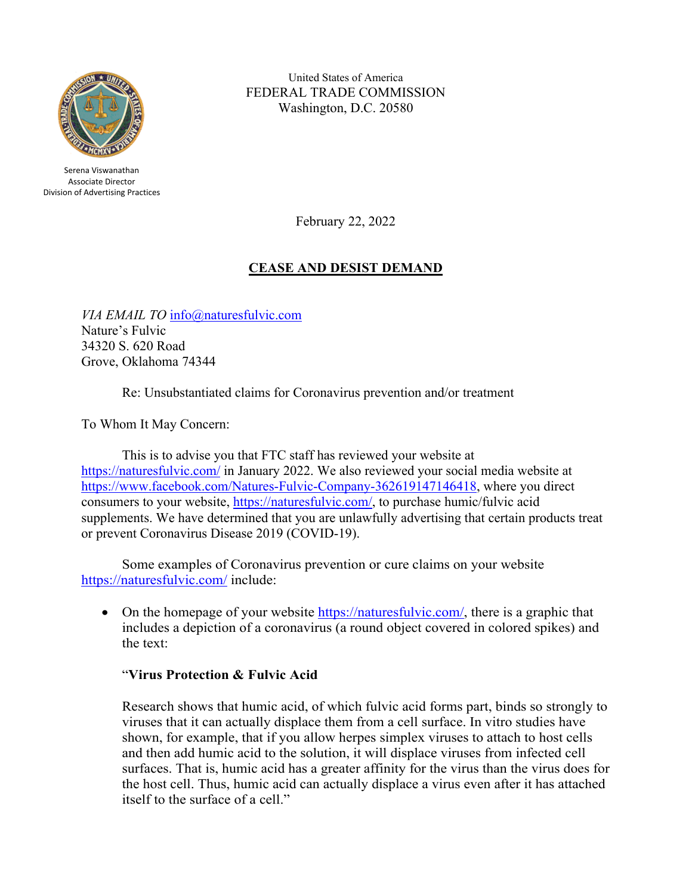United States of America
FEDERAL TRADE COMMISSION
Washington, D.C. 20580

Serena Viswanathan
Associate Director
Division of Advertising Practices

February 22, 2022

**CEASE AND DESIST DEMAND**

*VIA EMAIL TO* info@naturesfulvic.com
Nature's Fulvic
34320 S. 620 Road
Grove, Oklahoma 74344

Re: Unsubstantiated claims for Coronavirus prevention and/or treatment

To Whom It May Concern:

This is to advise you that FTC staff has reviewed your website at https://naturesfulvic.com/ in January 2022. We also reviewed your social media website at https://www.facebook.com/Natures-Fulvic-Company-362619147146418, where you direct consumers to your website, https://naturesfulvic.com/, to purchase humic/fulvic acid supplements. We have determined that you are unlawfully advertising that certain products treat or prevent Coronavirus Disease 2019 (COVID-19).

Some examples of Coronavirus prevention or cure claims on your website https://naturesfulvic.com/ include:

- On the homepage of your website https://naturesfulvic.com/, there is a graphic that includes a depiction of a coronavirus (a round object covered in colored spikes) and the text:

  "**Virus Protection & Fulvic Acid**

  Research shows that humic acid, of which fulvic acid forms part, binds so strongly to viruses that it can actually displace them from a cell surface. In vitro studies have shown, for example, that if you allow herpes simplex viruses to attach to host cells and then add humic acid to the solution, it will displace viruses from infected cell surfaces. That is, humic acid has a greater affinity for the virus than the virus does for the host cell. Thus, humic acid can actually displace a virus even after it has attached itself to the surface of a cell."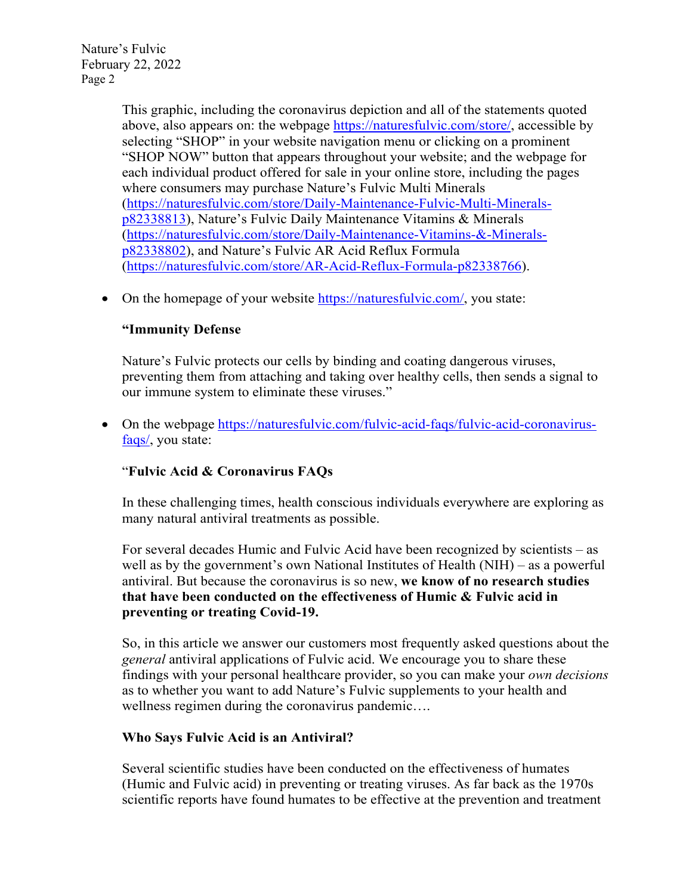This graphic, including the coronavirus depiction and all of the statements quoted above, also appears on: the webpage https://naturesfulvic.com/store/, accessible by selecting "SHOP" in your website navigation menu or clicking on a prominent "SHOP NOW" button that appears throughout your website; and the webpage for each individual product offered for sale in your online store, including the pages where consumers may purchase Nature's Fulvic Multi Minerals (https://naturesfulvic.com/store/Daily-Maintenance-Fulvic-Multi-Minerals-p82338813), Nature's Fulvic Daily Maintenance Vitamins & Minerals (https://naturesfulvic.com/store/Daily-Maintenance-Vitamins-&-Minerals-p82338802), and Nature's Fulvic AR Acid Reflux Formula (https://naturesfulvic.com/store/AR-Acid-Reflux-Formula-p82338766).

- On the homepage of your website https://naturesfulvic.com/, you state:

  **"Immunity Defense**

  Nature's Fulvic protects our cells by binding and coating dangerous viruses, preventing them from attaching and taking over healthy cells, then sends a signal to our immune system to eliminate these viruses."

- On the webpage https://naturesfulvic.com/fulvic-acid-faqs/fulvic-acid-coronavirus-faqs/, you state:

  "**Fulvic Acid & Coronavirus FAQs**

  In these challenging times, health conscious individuals everywhere are exploring as many natural antiviral treatments as possible.

  For several decades Humic and Fulvic Acid have been recognized by scientists – as well as by the government's own National Institutes of Health (NIH) – as a powerful antiviral. But because the coronavirus is so new, **we know of no research studies that have been conducted on the effectiveness of Humic & Fulvic acid in preventing or treating Covid-19.**

  So, in this article we answer our customers most frequently asked questions about the *general* antiviral applications of Fulvic acid. We encourage you to share these findings with your personal healthcare provider, so you can make your *own decisions* as to whether you want to add Nature's Fulvic supplements to your health and wellness regimen during the coronavirus pandemic….

  **Who Says Fulvic Acid is an Antiviral?**

  Several scientific studies have been conducted on the effectiveness of humates (Humic and Fulvic acid) in preventing or treating viruses. As far back as the 1970s scientific reports have found humates to be effective at the prevention and treatment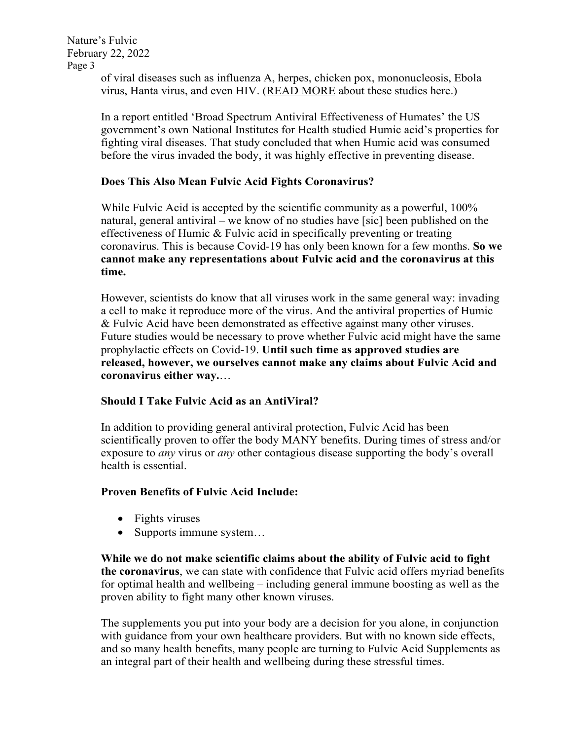of viral diseases such as influenza A, herpes, chicken pox, mononucleosis, Ebola virus, Hanta virus, and even HIV. (READ MORE about these studies here.)

In a report entitled 'Broad Spectrum Antiviral Effectiveness of Humates' the US government's own National Institutes for Health studied Humic acid's properties for fighting viral diseases. That study concluded that when Humic acid was consumed before the virus invaded the body, it was highly effective in preventing disease.

**Does This Also Mean Fulvic Acid Fights Coronavirus?**

While Fulvic Acid is accepted by the scientific community as a powerful, 100% natural, general antiviral – we know of no studies have [sic] been published on the effectiveness of Humic & Fulvic acid in specifically preventing or treating coronavirus. This is because Covid-19 has only been known for a few months. **So we cannot make any representations about Fulvic acid and the coronavirus at this time.**

However, scientists do know that all viruses work in the same general way: invading a cell to make it reproduce more of the virus. And the antiviral properties of Humic & Fulvic Acid have been demonstrated as effective against many other viruses. Future studies would be necessary to prove whether Fulvic acid might have the same prophylactic effects on Covid-19. **Until such time as approved studies are released, however, we ourselves cannot make any claims about Fulvic Acid and coronavirus either way.**…

**Should I Take Fulvic Acid as an AntiViral?**

In addition to providing general antiviral protection, Fulvic Acid has been scientifically proven to offer the body MANY benefits. During times of stress and/or exposure to *any* virus or *any* other contagious disease supporting the body's overall health is essential.

**Proven Benefits of Fulvic Acid Include:**

- Fights viruses
- Supports immune system…

**While we do not make scientific claims about the ability of Fulvic acid to fight the coronavirus**, we can state with confidence that Fulvic acid offers myriad benefits for optimal health and wellbeing – including general immune boosting as well as the proven ability to fight many other known viruses.

The supplements you put into your body are a decision for you alone, in conjunction with guidance from your own healthcare providers. But with no known side effects, and so many health benefits, many people are turning to Fulvic Acid Supplements as an integral part of their health and wellbeing during these stressful times.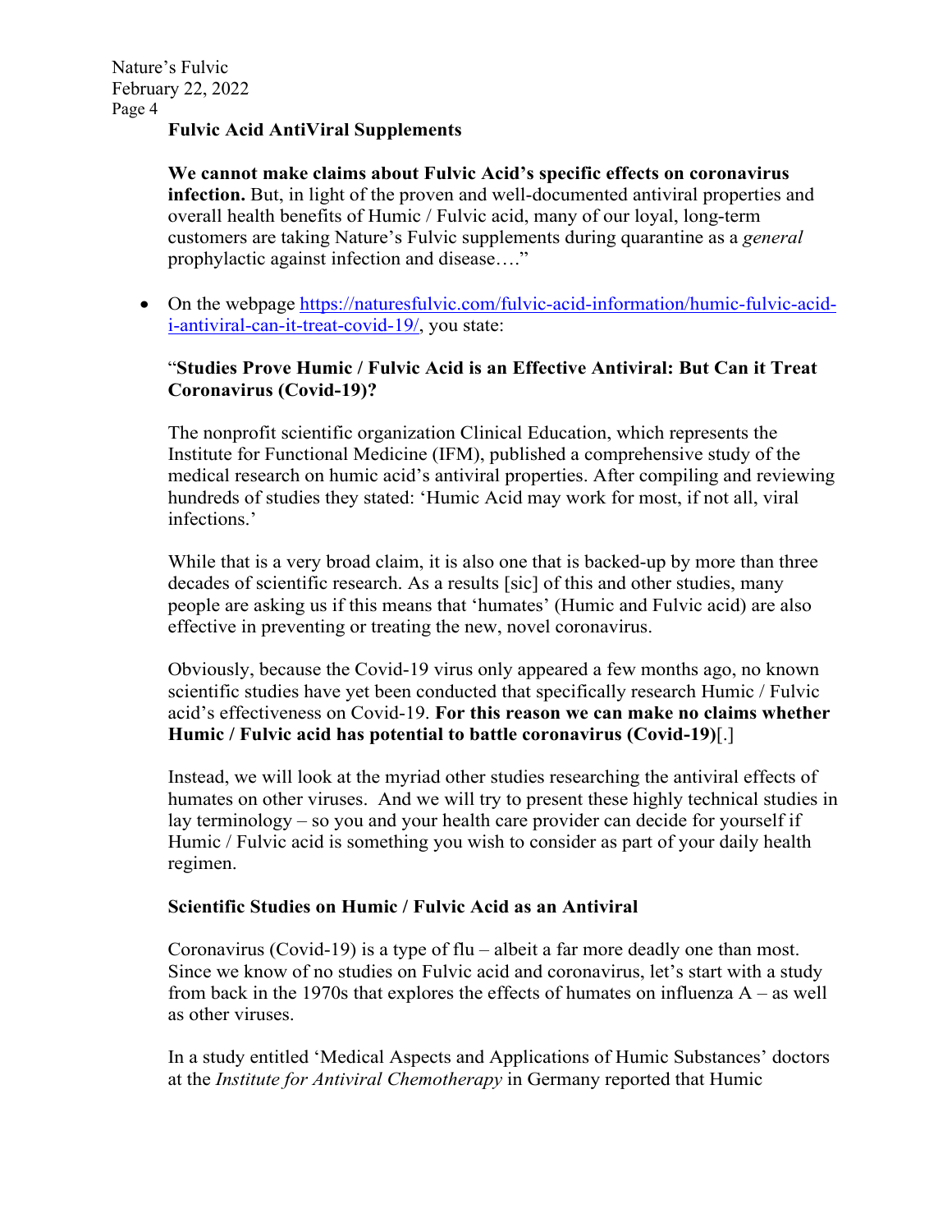**Fulvic Acid AntiViral Supplements**

**We cannot make claims about Fulvic Acid's specific effects on coronavirus infection.** But, in light of the proven and well-documented antiviral properties and overall health benefits of Humic / Fulvic acid, many of our loyal, long-term customers are taking Nature's Fulvic supplements during quarantine as a *general* prophylactic against infection and disease…."

- On the webpage https://naturesfulvic.com/fulvic-acid-information/humic-fulvic-acid-i-antiviral-can-it-treat-covid-19/, you state:

"**Studies Prove Humic / Fulvic Acid is an Effective Antiviral: But Can it Treat Coronavirus (Covid-19)?**

The nonprofit scientific organization Clinical Education, which represents the Institute for Functional Medicine (IFM), published a comprehensive study of the medical research on humic acid's antiviral properties. After compiling and reviewing hundreds of studies they stated: 'Humic Acid may work for most, if not all, viral infections.'

While that is a very broad claim, it is also one that is backed-up by more than three decades of scientific research. As a results [sic] of this and other studies, many people are asking us if this means that 'humates' (Humic and Fulvic acid) are also effective in preventing or treating the new, novel coronavirus.

Obviously, because the Covid-19 virus only appeared a few months ago, no known scientific studies have yet been conducted that specifically research Humic / Fulvic acid's effectiveness on Covid-19. **For this reason we can make no claims whether Humic / Fulvic acid has potential to battle coronavirus (Covid-19)**[.]

Instead, we will look at the myriad other studies researching the antiviral effects of humates on other viruses. And we will try to present these highly technical studies in lay terminology – so you and your health care provider can decide for yourself if Humic / Fulvic acid is something you wish to consider as part of your daily health regimen.

**Scientific Studies on Humic / Fulvic Acid as an Antiviral**

Coronavirus (Covid-19) is a type of flu – albeit a far more deadly one than most. Since we know of no studies on Fulvic acid and coronavirus, let's start with a study from back in the 1970s that explores the effects of humates on influenza A – as well as other viruses.

In a study entitled 'Medical Aspects and Applications of Humic Substances' doctors at the *Institute for Antiviral Chemotherapy* in Germany reported that Humic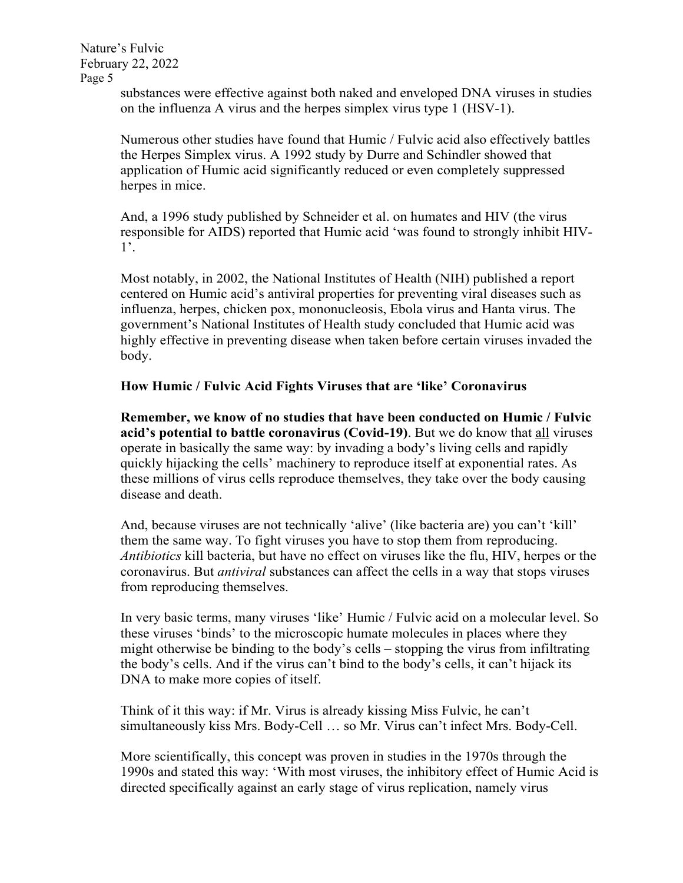substances were effective against both naked and enveloped DNA viruses in studies on the influenza A virus and the herpes simplex virus type 1 (HSV-1).

Numerous other studies have found that Humic / Fulvic acid also effectively battles the Herpes Simplex virus. A 1992 study by Durre and Schindler showed that application of Humic acid significantly reduced or even completely suppressed herpes in mice.

And, a 1996 study published by Schneider et al. on humates and HIV (the virus responsible for AIDS) reported that Humic acid 'was found to strongly inhibit HIV-1'.

Most notably, in 2002, the National Institutes of Health (NIH) published a report centered on Humic acid's antiviral properties for preventing viral diseases such as influenza, herpes, chicken pox, mononucleosis, Ebola virus and Hanta virus. The government's National Institutes of Health study concluded that Humic acid was highly effective in preventing disease when taken before certain viruses invaded the body.

**How Humic / Fulvic Acid Fights Viruses that are 'like' Coronavirus**

**Remember, we know of no studies that have been conducted on Humic / Fulvic acid's potential to battle coronavirus (Covid-19)**. But we do know that <u>all</u> viruses operate in basically the same way: by invading a body's living cells and rapidly quickly hijacking the cells' machinery to reproduce itself at exponential rates. As these millions of virus cells reproduce themselves, they take over the body causing disease and death.

And, because viruses are not technically 'alive' (like bacteria are) you can't 'kill' them the same way. To fight viruses you have to stop them from reproducing. *Antibiotics* kill bacteria, but have no effect on viruses like the flu, HIV, herpes or the coronavirus. But *antiviral* substances can affect the cells in a way that stops viruses from reproducing themselves.

In very basic terms, many viruses 'like' Humic / Fulvic acid on a molecular level. So these viruses 'binds' to the microscopic humate molecules in places where they might otherwise be binding to the body's cells – stopping the virus from infiltrating the body's cells. And if the virus can't bind to the body's cells, it can't hijack its DNA to make more copies of itself.

Think of it this way: if Mr. Virus is already kissing Miss Fulvic, he can't simultaneously kiss Mrs. Body-Cell … so Mr. Virus can't infect Mrs. Body-Cell.

More scientifically, this concept was proven in studies in the 1970s through the 1990s and stated this way: 'With most viruses, the inhibitory effect of Humic Acid is directed specifically against an early stage of virus replication, namely virus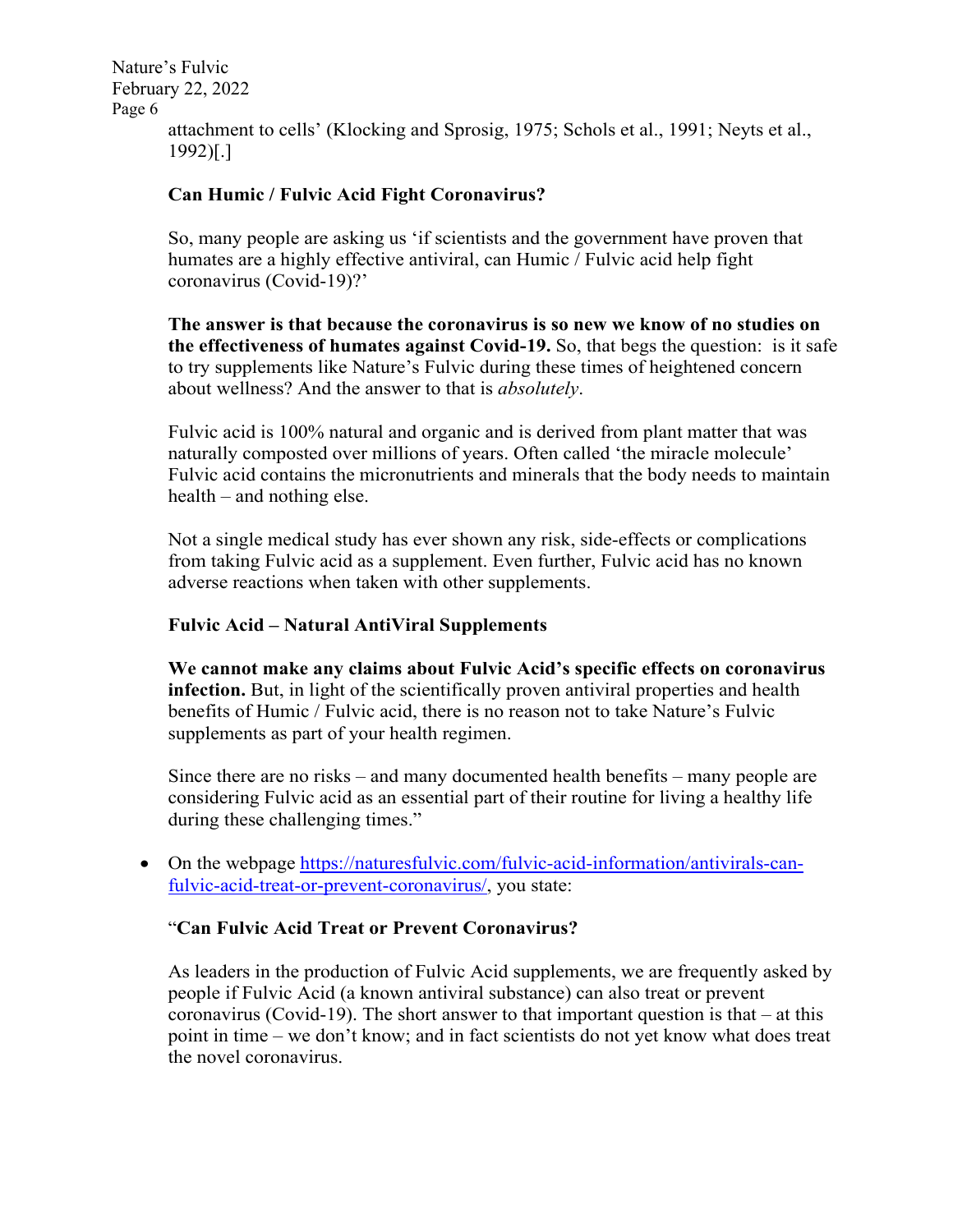attachment to cells' (Klocking and Sprosig, 1975; Schols et al., 1991; Neyts et al., 1992)[.]

**Can Humic / Fulvic Acid Fight Coronavirus?**

So, many people are asking us 'if scientists and the government have proven that humates are a highly effective antiviral, can Humic / Fulvic acid help fight coronavirus (Covid-19)?'

**The answer is that because the coronavirus is so new we know of no studies on the effectiveness of humates against Covid-19.** So, that begs the question: is it safe to try supplements like Nature's Fulvic during these times of heightened concern about wellness? And the answer to that is *absolutely*.

Fulvic acid is 100% natural and organic and is derived from plant matter that was naturally composted over millions of years. Often called 'the miracle molecule' Fulvic acid contains the micronutrients and minerals that the body needs to maintain health – and nothing else.

Not a single medical study has ever shown any risk, side-effects or complications from taking Fulvic acid as a supplement. Even further, Fulvic acid has no known adverse reactions when taken with other supplements.

**Fulvic Acid – Natural AntiViral Supplements**

**We cannot make any claims about Fulvic Acid's specific effects on coronavirus infection.** But, in light of the scientifically proven antiviral properties and health benefits of Humic / Fulvic acid, there is no reason not to take Nature's Fulvic supplements as part of your health regimen.

Since there are no risks – and many documented health benefits – many people are considering Fulvic acid as an essential part of their routine for living a healthy life during these challenging times."

- On the webpage [https://naturesfulvic.com/fulvic-acid-information/antivirals-can-fulvic-acid-treat-or-prevent-coronavirus/](https://naturesfulvic.com/fulvic-acid-information/antivirals-can-fulvic-acid-treat-or-prevent-coronavirus/), you state:

"**Can Fulvic Acid Treat or Prevent Coronavirus?**

As leaders in the production of Fulvic Acid supplements, we are frequently asked by people if Fulvic Acid (a known antiviral substance) can also treat or prevent coronavirus (Covid-19). The short answer to that important question is that – at this point in time – we don't know; and in fact scientists do not yet know what does treat the novel coronavirus.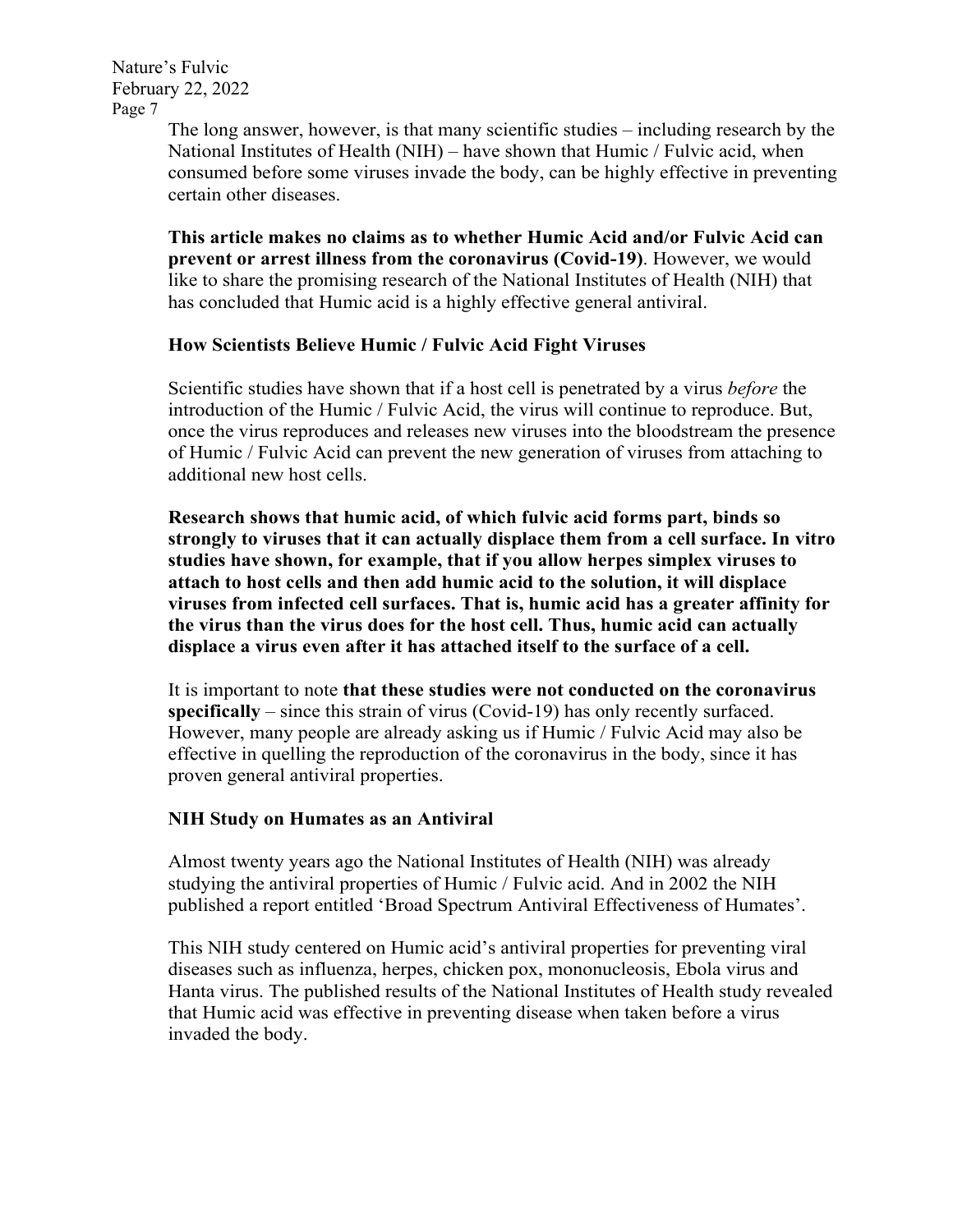The long answer, however, is that many scientific studies – including research by the National Institutes of Health (NIH) – have shown that Humic / Fulvic acid, when consumed before some viruses invade the body, can be highly effective in preventing certain other diseases.

**This article makes no claims as to whether Humic Acid and/or Fulvic Acid can prevent or arrest illness from the coronavirus (Covid-19)**. However, we would like to share the promising research of the National Institutes of Health (NIH) that has concluded that Humic acid is a highly effective general antiviral.

**How Scientists Believe Humic / Fulvic Acid Fight Viruses**

Scientific studies have shown that if a host cell is penetrated by a virus *before* the introduction of the Humic / Fulvic Acid, the virus will continue to reproduce. But, once the virus reproduces and releases new viruses into the bloodstream the presence of Humic / Fulvic Acid can prevent the new generation of viruses from attaching to additional new host cells.

**Research shows that humic acid, of which fulvic acid forms part, binds so strongly to viruses that it can actually displace them from a cell surface. In vitro studies have shown, for example, that if you allow herpes simplex viruses to attach to host cells and then add humic acid to the solution, it will displace viruses from infected cell surfaces. That is, humic acid has a greater affinity for the virus than the virus does for the host cell. Thus, humic acid can actually displace a virus even after it has attached itself to the surface of a cell.**

It is important to note **that these studies were not conducted on the coronavirus specifically** – since this strain of virus (Covid-19) has only recently surfaced. However, many people are already asking us if Humic / Fulvic Acid may also be effective in quelling the reproduction of the coronavirus in the body, since it has proven general antiviral properties.

**NIH Study on Humates as an Antiviral**

Almost twenty years ago the National Institutes of Health (NIH) was already studying the antiviral properties of Humic / Fulvic acid. And in 2002 the NIH published a report entitled 'Broad Spectrum Antiviral Effectiveness of Humates'.

This NIH study centered on Humic acid's antiviral properties for preventing viral diseases such as influenza, herpes, chicken pox, mononucleosis, Ebola virus and Hanta virus. The published results of the National Institutes of Health study revealed that Humic acid was effective in preventing disease when taken before a virus invaded the body.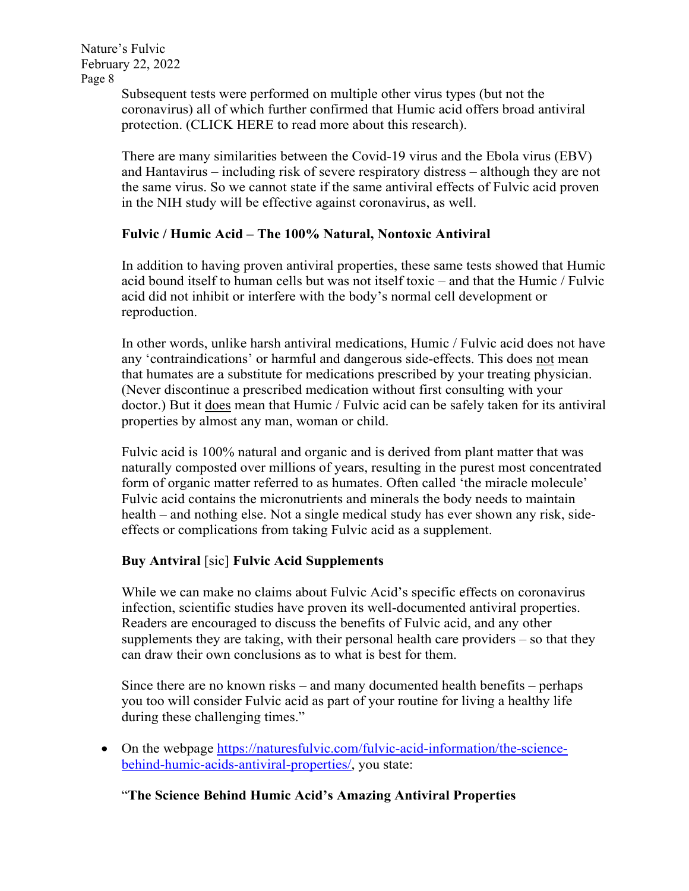Subsequent tests were performed on multiple other virus types (but not the coronavirus) all of which further confirmed that Humic acid offers broad antiviral protection. (CLICK HERE to read more about this research).

There are many similarities between the Covid-19 virus and the Ebola virus (EBV) and Hantavirus – including risk of severe respiratory distress – although they are not the same virus. So we cannot state if the same antiviral effects of Fulvic acid proven in the NIH study will be effective against coronavirus, as well.

**Fulvic / Humic Acid – The 100% Natural, Nontoxic Antiviral**

In addition to having proven antiviral properties, these same tests showed that Humic acid bound itself to human cells but was not itself toxic – and that the Humic / Fulvic acid did not inhibit or interfere with the body's normal cell development or reproduction.

In other words, unlike harsh antiviral medications, Humic / Fulvic acid does not have any 'contraindications' or harmful and dangerous side-effects. This does <u>not</u> mean that humates are a substitute for medications prescribed by your treating physician. (Never discontinue a prescribed medication without first consulting with your doctor.) But it <u>does</u> mean that Humic / Fulvic acid can be safely taken for its antiviral properties by almost any man, woman or child.

Fulvic acid is 100% natural and organic and is derived from plant matter that was naturally composted over millions of years, resulting in the purest most concentrated form of organic matter referred to as humates. Often called 'the miracle molecule' Fulvic acid contains the micronutrients and minerals the body needs to maintain health – and nothing else. Not a single medical study has ever shown any risk, side-effects or complications from taking Fulvic acid as a supplement.

**Buy Antviral** [sic] **Fulvic Acid Supplements**

While we can make no claims about Fulvic Acid's specific effects on coronavirus infection, scientific studies have proven its well-documented antiviral properties. Readers are encouraged to discuss the benefits of Fulvic acid, and any other supplements they are taking, with their personal health care providers – so that they can draw their own conclusions as to what is best for them.

Since there are no known risks – and many documented health benefits – perhaps you too will consider Fulvic acid as part of your routine for living a healthy life during these challenging times."

- On the webpage https://naturesfulvic.com/fulvic-acid-information/the-science-behind-humic-acids-antiviral-properties/, you state:

  "**The Science Behind Humic Acid's Amazing Antiviral Properties**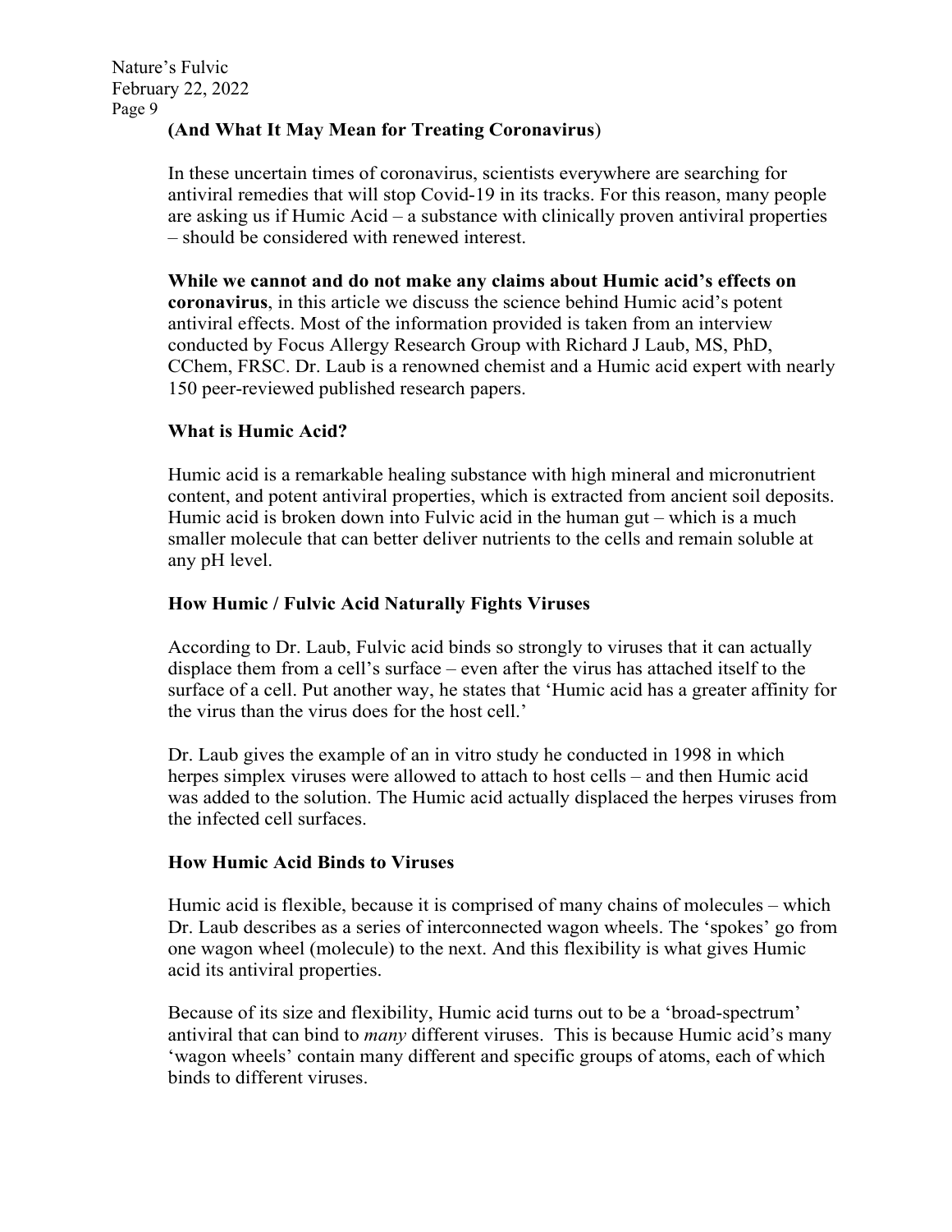**(And What It May Mean for Treating Coronavirus)**

In these uncertain times of coronavirus, scientists everywhere are searching for antiviral remedies that will stop Covid-19 in its tracks. For this reason, many people are asking us if Humic Acid – a substance with clinically proven antiviral properties – should be considered with renewed interest.

**While we cannot and do not make any claims about Humic acid's effects on coronavirus**, in this article we discuss the science behind Humic acid's potent antiviral effects. Most of the information provided is taken from an interview conducted by Focus Allergy Research Group with Richard J Laub, MS, PhD, CChem, FRSC. Dr. Laub is a renowned chemist and a Humic acid expert with nearly 150 peer-reviewed published research papers.

**What is Humic Acid?**

Humic acid is a remarkable healing substance with high mineral and micronutrient content, and potent antiviral properties, which is extracted from ancient soil deposits. Humic acid is broken down into Fulvic acid in the human gut – which is a much smaller molecule that can better deliver nutrients to the cells and remain soluble at any pH level.

**How Humic / Fulvic Acid Naturally Fights Viruses**

According to Dr. Laub, Fulvic acid binds so strongly to viruses that it can actually displace them from a cell's surface – even after the virus has attached itself to the surface of a cell. Put another way, he states that 'Humic acid has a greater affinity for the virus than the virus does for the host cell.'

Dr. Laub gives the example of an in vitro study he conducted in 1998 in which herpes simplex viruses were allowed to attach to host cells – and then Humic acid was added to the solution. The Humic acid actually displaced the herpes viruses from the infected cell surfaces.

**How Humic Acid Binds to Viruses**

Humic acid is flexible, because it is comprised of many chains of molecules – which Dr. Laub describes as a series of interconnected wagon wheels. The 'spokes' go from one wagon wheel (molecule) to the next. And this flexibility is what gives Humic acid its antiviral properties.

Because of its size and flexibility, Humic acid turns out to be a 'broad-spectrum' antiviral that can bind to *many* different viruses. This is because Humic acid's many 'wagon wheels' contain many different and specific groups of atoms, each of which binds to different viruses.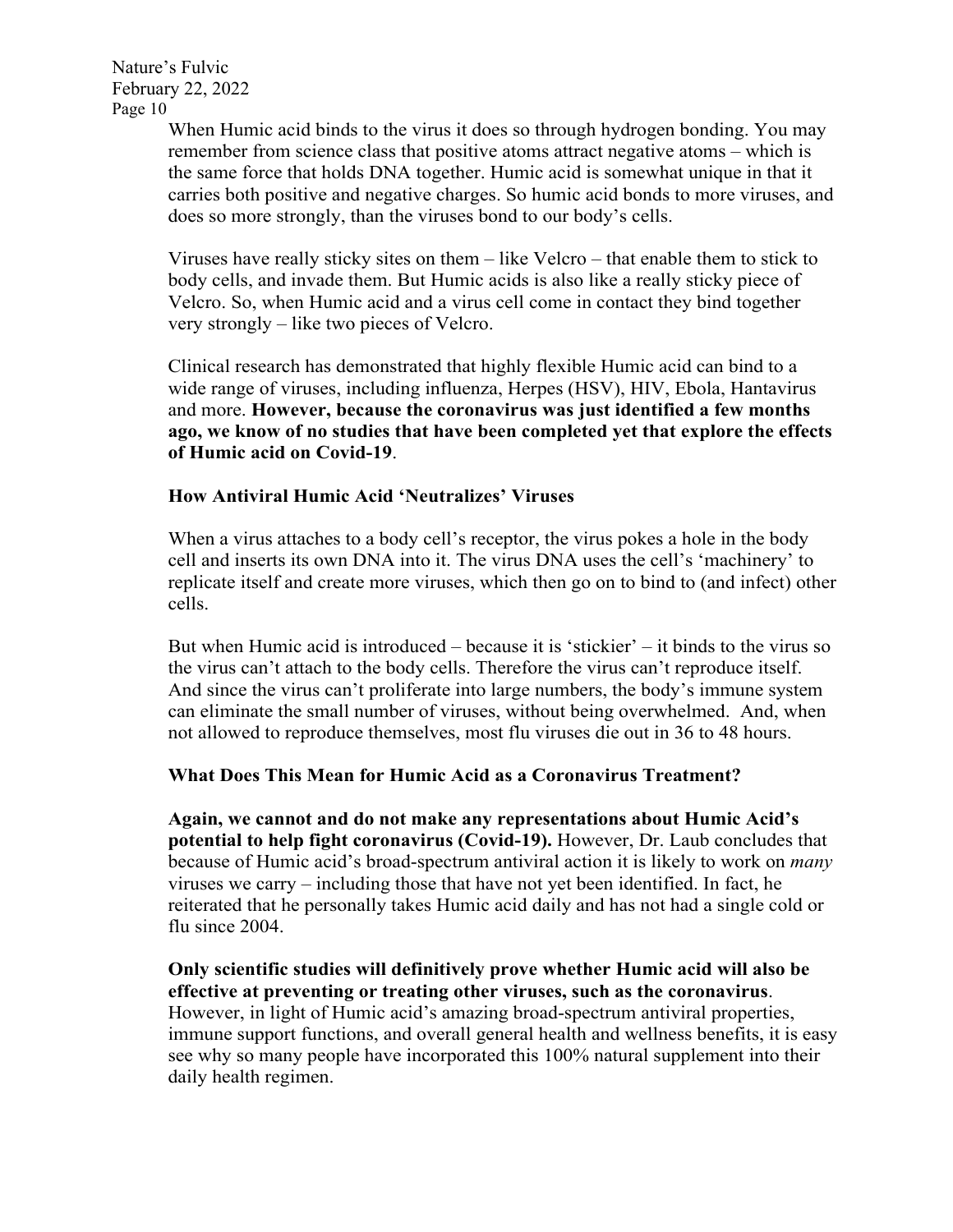When Humic acid binds to the virus it does so through hydrogen bonding. You may remember from science class that positive atoms attract negative atoms – which is the same force that holds DNA together. Humic acid is somewhat unique in that it carries both positive and negative charges. So humic acid bonds to more viruses, and does so more strongly, than the viruses bond to our body's cells.

Viruses have really sticky sites on them – like Velcro – that enable them to stick to body cells, and invade them. But Humic acids is also like a really sticky piece of Velcro. So, when Humic acid and a virus cell come in contact they bind together very strongly – like two pieces of Velcro.

Clinical research has demonstrated that highly flexible Humic acid can bind to a wide range of viruses, including influenza, Herpes (HSV), HIV, Ebola, Hantavirus and more. **However, because the coronavirus was just identified a few months ago, we know of no studies that have been completed yet that explore the effects of Humic acid on Covid-19**.

### How Antiviral Humic Acid 'Neutralizes' Viruses

When a virus attaches to a body cell's receptor, the virus pokes a hole in the body cell and inserts its own DNA into it. The virus DNA uses the cell's 'machinery' to replicate itself and create more viruses, which then go on to bind to (and infect) other cells.

But when Humic acid is introduced – because it is 'stickier' – it binds to the virus so the virus can't attach to the body cells. Therefore the virus can't reproduce itself. And since the virus can't proliferate into large numbers, the body's immune system can eliminate the small number of viruses, without being overwhelmed. And, when not allowed to reproduce themselves, most flu viruses die out in 36 to 48 hours.

### What Does This Mean for Humic Acid as a Coronavirus Treatment?

**Again, we cannot and do not make any representations about Humic Acid's potential to help fight coronavirus (Covid-19).** However, Dr. Laub concludes that because of Humic acid's broad-spectrum antiviral action it is likely to work on *many* viruses we carry – including those that have not yet been identified. In fact, he reiterated that he personally takes Humic acid daily and has not had a single cold or flu since 2004.

**Only scientific studies will definitively prove whether Humic acid will also be effective at preventing or treating other viruses, such as the coronavirus**. However, in light of Humic acid's amazing broad-spectrum antiviral properties, immune support functions, and overall general health and wellness benefits, it is easy see why so many people have incorporated this 100% natural supplement into their daily health regimen.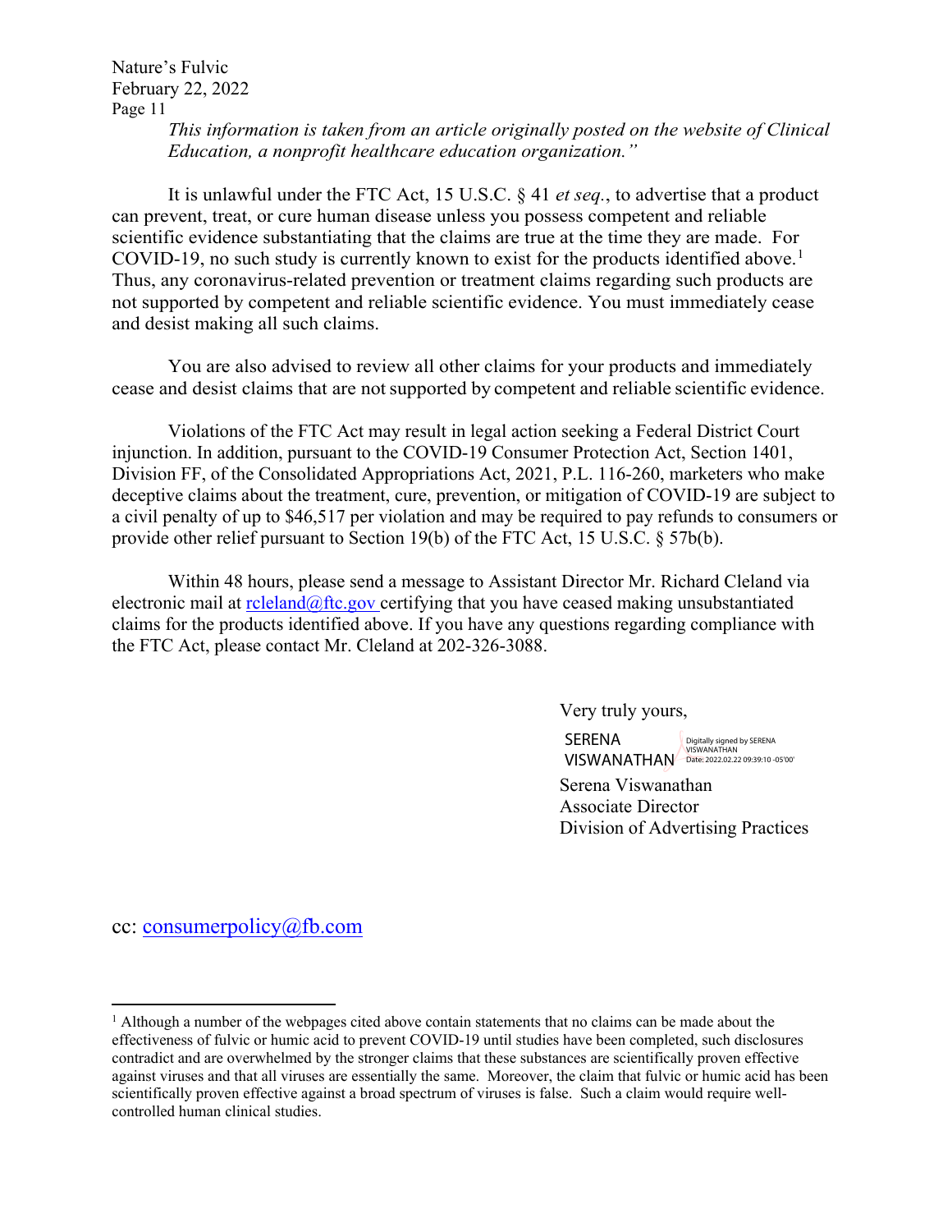*This information is taken from an article originally posted on the website of Clinical Education, a nonprofit healthcare education organization."*

It is unlawful under the FTC Act, 15 U.S.C. § 41 *et seq.*, to advertise that a product can prevent, treat, or cure human disease unless you possess competent and reliable scientific evidence substantiating that the claims are true at the time they are made. For COVID-19, no such study is currently known to exist for the products identified above.[1] Thus, any coronavirus-related prevention or treatment claims regarding such products are not supported by competent and reliable scientific evidence. You must immediately cease and desist making all such claims.

You are also advised to review all other claims for your products and immediately cease and desist claims that are not supported by competent and reliable scientific evidence.

Violations of the FTC Act may result in legal action seeking a Federal District Court injunction. In addition, pursuant to the COVID-19 Consumer Protection Act, Section 1401, Division FF, of the Consolidated Appropriations Act, 2021, P.L. 116-260, marketers who make deceptive claims about the treatment, cure, prevention, or mitigation of COVID-19 are subject to a civil penalty of up to $46,517 per violation and may be required to pay refunds to consumers or provide other relief pursuant to Section 19(b) of the FTC Act, 15 U.S.C. § 57b(b).

Within 48 hours, please send a message to Assistant Director Mr. Richard Cleland via electronic mail at rcleland@ftc.gov certifying that you have ceased making unsubstantiated claims for the products identified above. If you have any questions regarding compliance with the FTC Act, please contact Mr. Cleland at 202-326-3088.

Very truly yours,

SERENA VISWANATHAN
Digitally signed by SERENA VISWANATHAN
Date: 2022.02.22 09:39:10 -05'00'

Serena Viswanathan
Associate Director
Division of Advertising Practices

cc: consumerpolicy@fb.com

---

[1] Although a number of the webpages cited above contain statements that no claims can be made about the effectiveness of fulvic or humic acid to prevent COVID-19 until studies have been completed, such disclosures contradict and are overwhelmed by the stronger claims that these substances are scientifically proven effective against viruses and that all viruses are essentially the same. Moreover, the claim that fulvic or humic acid has been scientifically proven effective against a broad spectrum of viruses is false. Such a claim would require well-controlled human clinical studies.